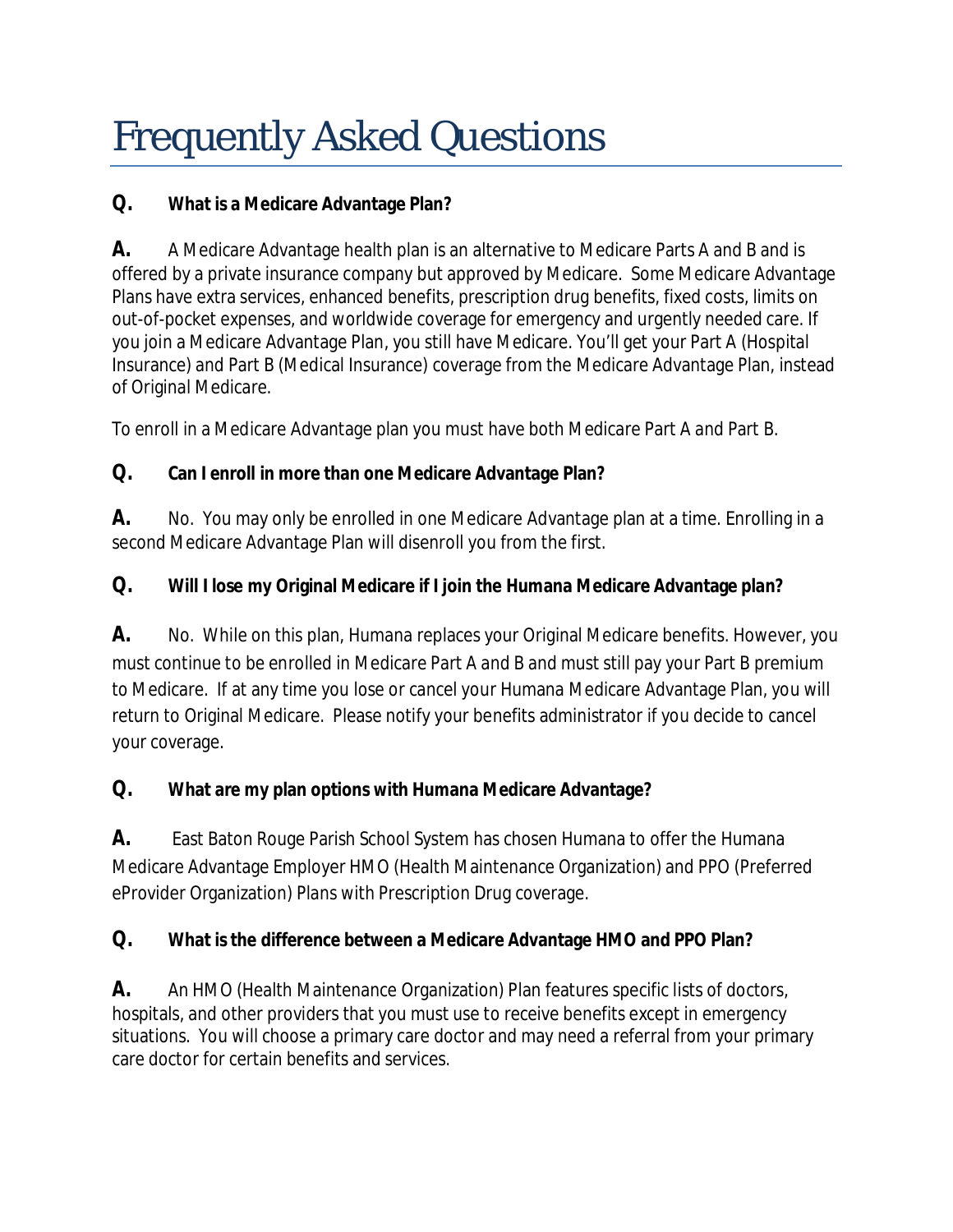# Frequently Asked Questions

**Q. What is a Medicare Advantage Plan?**

**A.** A Medicare Advantage health plan is an alternative to Medicare Parts A and B and is offered by a private insurance company but approved by Medicare. Some Medicare Advantage Plans have extra services, enhanced benefits, prescription drug benefits, fixed costs, limits on out-of-pocket expenses, and worldwide coverage for emergency and urgently needed care. If you join a Medicare Advantage Plan, you still have Medicare. You'll get your Part A (Hospital Insurance) and Part B (Medical Insurance) coverage from the Medicare Advantage Plan, instead of Original Medicare.

To enroll in a Medicare Advantage plan you must have both Medicare Part A and Part B.

**Q. Can I enroll in more than one Medicare Advantage Plan?**

**A.** No. You may only be enrolled in one Medicare Advantage plan at a time. Enrolling in a second Medicare Advantage Plan will disenroll you from the first.

**Q. Will I lose my Original Medicare if I join the Humana Medicare Advantage plan?**

**A.** No. While on this plan, Humana replaces your Original Medicare benefits. However, you must continue to be enrolled in Medicare Part A and B and must still pay your Part B premium to Medicare. If at any time you lose or cancel your Humana Medicare Advantage Plan, you will return to Original Medicare. Please notify your benefits administrator if you decide to cancel your coverage.

**Q. What are my plan options with Humana Medicare Advantage?**

**A.** East Baton Rouge Parish School System has chosen Humana to offer the Humana Medicare Advantage Employer HMO (Health Maintenance Organization) and PPO (Preferred eProvider Organization) Plans with Prescription Drug coverage.

**Q. What is the difference between a Medicare Advantage HMO and PPO Plan?**

**A.** An HMO (Health Maintenance Organization) Plan features specific lists of doctors, hospitals, and other providers that you must use to receive benefits except in emergency situations. You will choose a primary care doctor and may need a referral from your primary care doctor for certain benefits and services.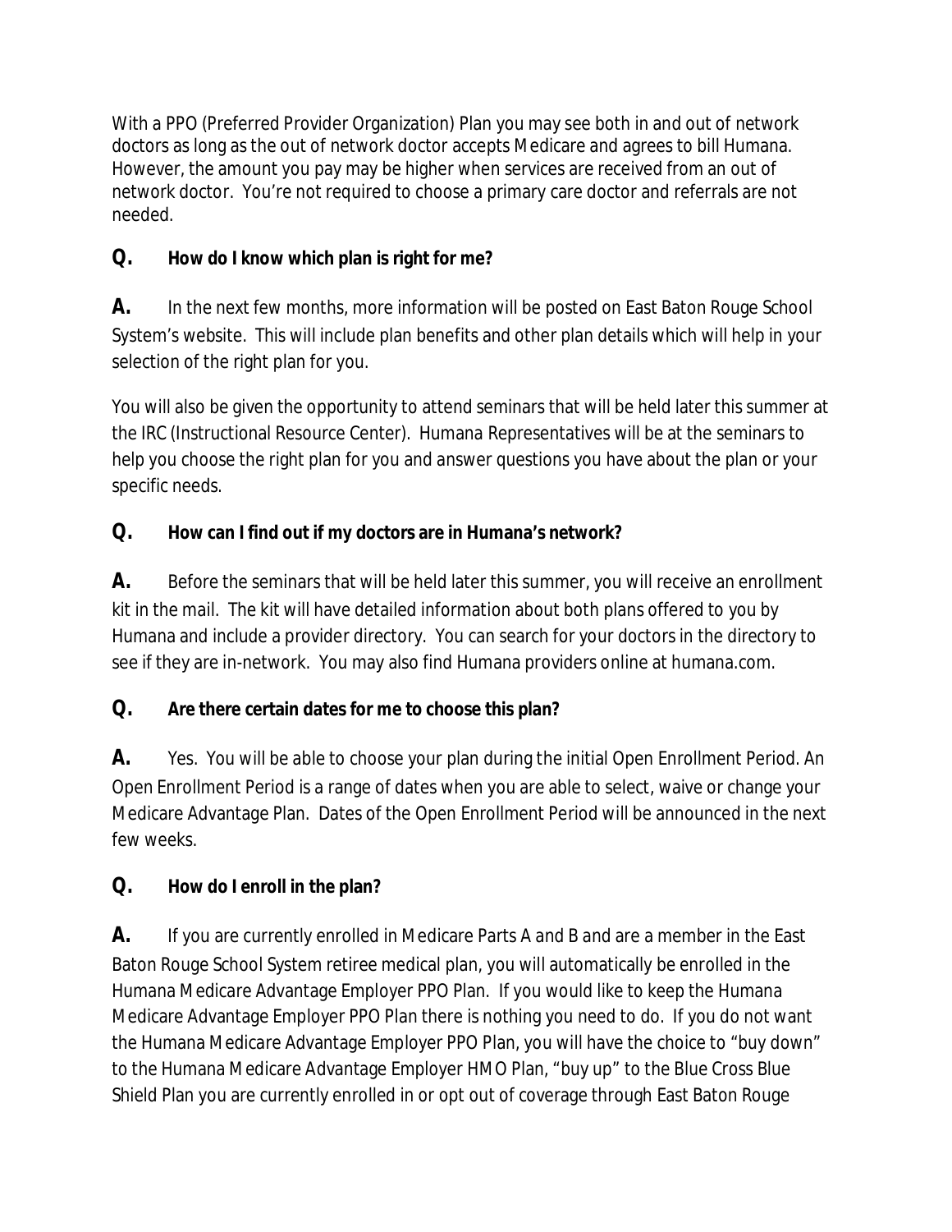With a PPO (Preferred Provider Organization) Plan you may see both in and out of network doctors as long as the out of network doctor accepts Medicare and agrees to bill Humana. However, the amount you pay may be higher when services are received from an out of network doctor. You're not required to choose a primary care doctor and referrals are not needed.

**Q. How do I know which plan is right for me?**

**A.** In the next few months, more information will be posted on East Baton Rouge School System's website. This will include plan benefits and other plan details which will help in your selection of the right plan for you.

You will also be given the opportunity to attend seminars that will be held later this summer at the IRC (Instructional Resource Center). Humana Representatives will be at the seminars to help you choose the right plan for you and answer questions you have about the plan or your specific needs.

**Q. How can I find out if my doctors are in Humana's network?**

**A.** Before the seminars that will be held later this summer, you will receive an enrollment kit in the mail. The kit will have detailed information about both plans offered to you by Humana and include a provider directory. You can search for your doctors in the directory to see if they are in-network. You may also find Humana providers online at humana.com.

**Q. Are there certain dates for me to choose this plan?**

**A.** Yes. You will be able to choose your plan during the initial Open Enrollment Period. An Open Enrollment Period is a range of dates when you are able to select, waive or change your Medicare Advantage Plan. Dates of the Open Enrollment Period will be announced in the next few weeks.

**Q. How do I enroll in the plan?**

**A.** If you are currently enrolled in Medicare Parts A and B and are a member in the East Baton Rouge School System retiree medical plan, you will automatically be enrolled in the Humana Medicare Advantage Employer PPO Plan. If you would like to keep the Humana Medicare Advantage Employer PPO Plan there is nothing you need to do. If you do not want the Humana Medicare Advantage Employer PPO Plan, you will have the choice to "buy down" to the Humana Medicare Advantage Employer HMO Plan, "buy up" to the Blue Cross Blue Shield Plan you are currently enrolled in or opt out of coverage through East Baton Rouge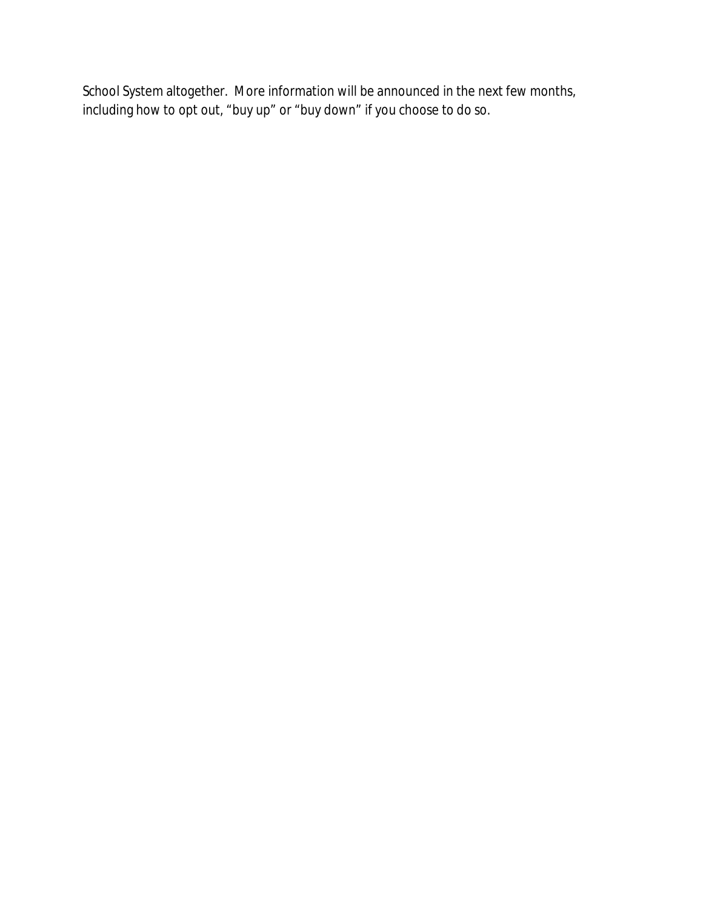School System altogether. More information will be announced in the next few months, including how to opt out, “buy up” or “buy down” if you choose to do so.